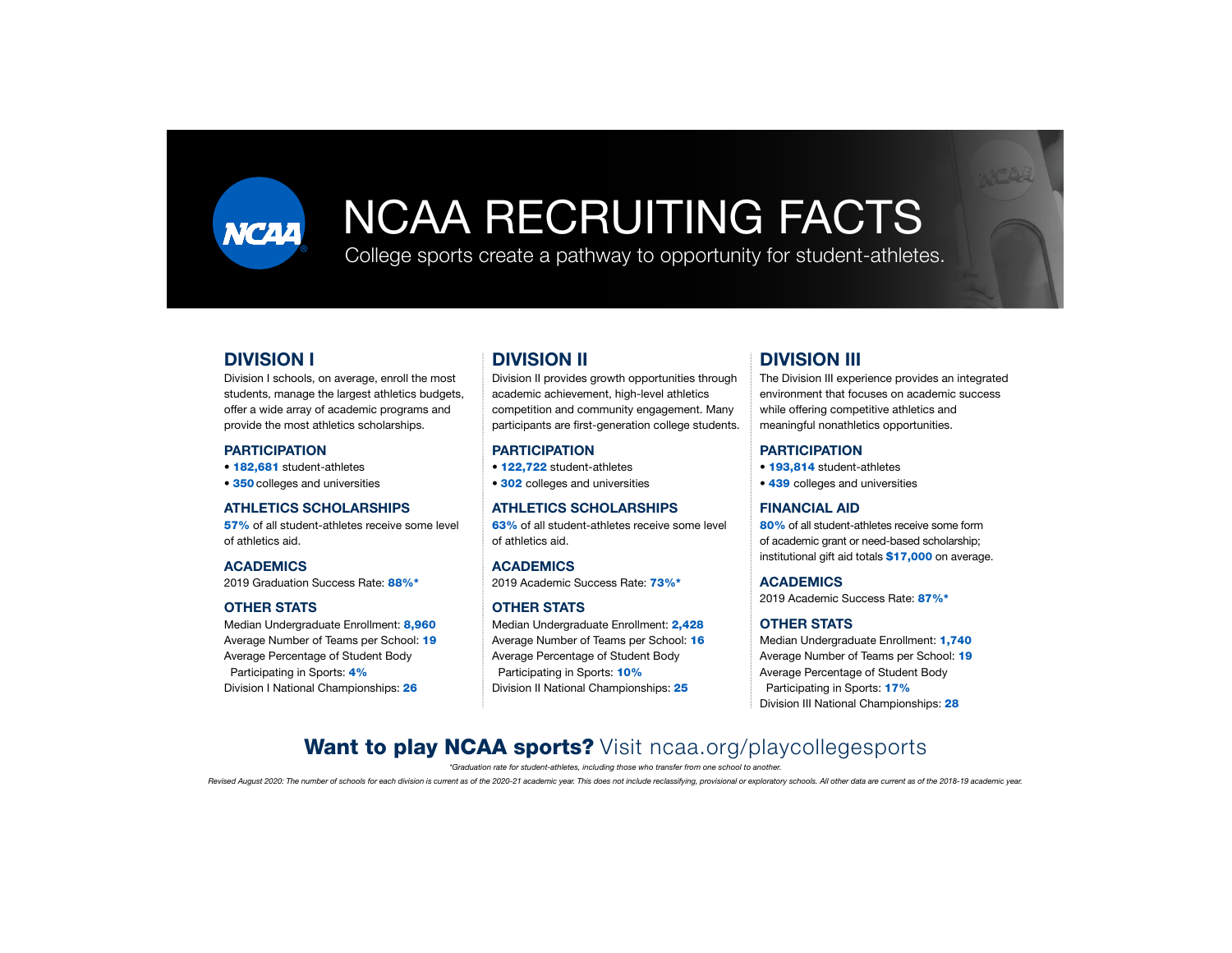# NCAA RECRUITING FACTS

College sports create a pathway to opportunity for student-athletes.

## DIVISION I

Division I schools, on average, enroll the most students, manage the largest athletics budgets, offer a wide array of academic programs and provide the most athletics scholarships.

### PARTICIPATION

- **182,681** student-athletes
- **350** colleges and universities

### ATHLETICS SCHOLARSHIPS

**57%** of all student-athletes receive some level of athletics aid.

### ACADEMICS

2019 Graduation Success Rate: **88%***

### OTHER STATS

Median Undergraduate Enrollment: **8,960**
Average Number of Teams per School: **19**
Average Percentage of Student Body Participating in Sports: **4%**
Division I National Championships: **26**

## DIVISION II

Division II provides growth opportunities through academic achievement, high-level athletics competition and community engagement. Many participants are first-generation college students.

### PARTICIPATION

- **122,722** student-athletes
- **302** colleges and universities

### ATHLETICS SCHOLARSHIPS

**63%** of all student-athletes receive some level of athletics aid.

### ACADEMICS

2019 Academic Success Rate: **73%***

### OTHER STATS

Median Undergraduate Enrollment: **2,428**
Average Number of Teams per School: **16**
Average Percentage of Student Body Participating in Sports: **10%**
Division II National Championships: **25**

## DIVISION III

The Division III experience provides an integrated environment that focuses on academic success while offering competitive athletics and meaningful nonathletics opportunities.

### PARTICIPATION

- **193,814** student-athletes
- **439** colleges and universities

### FINANCIAL AID

**80%** of all student-athletes receive some form of academic grant or need-based scholarship; institutional gift aid totals **$17,000** on average.

### ACADEMICS

2019 Academic Success Rate: **87%***

### OTHER STATS

Median Undergraduate Enrollment: **1,740**
Average Number of Teams per School: **19**
Average Percentage of Student Body Participating in Sports: **17%**
Division III National Championships: **28**

**Want to play NCAA sports?** Visit ncaa.org/playcollegesports

*\*Graduation rate for student-athletes, including those who transfer from one school to another.*

*Revised August 2020: The number of schools for each division is current as of the 2020-21 academic year. This does not include reclassifying, provisional or exploratory schools. All other data are current as of the 2018-19 academic year.*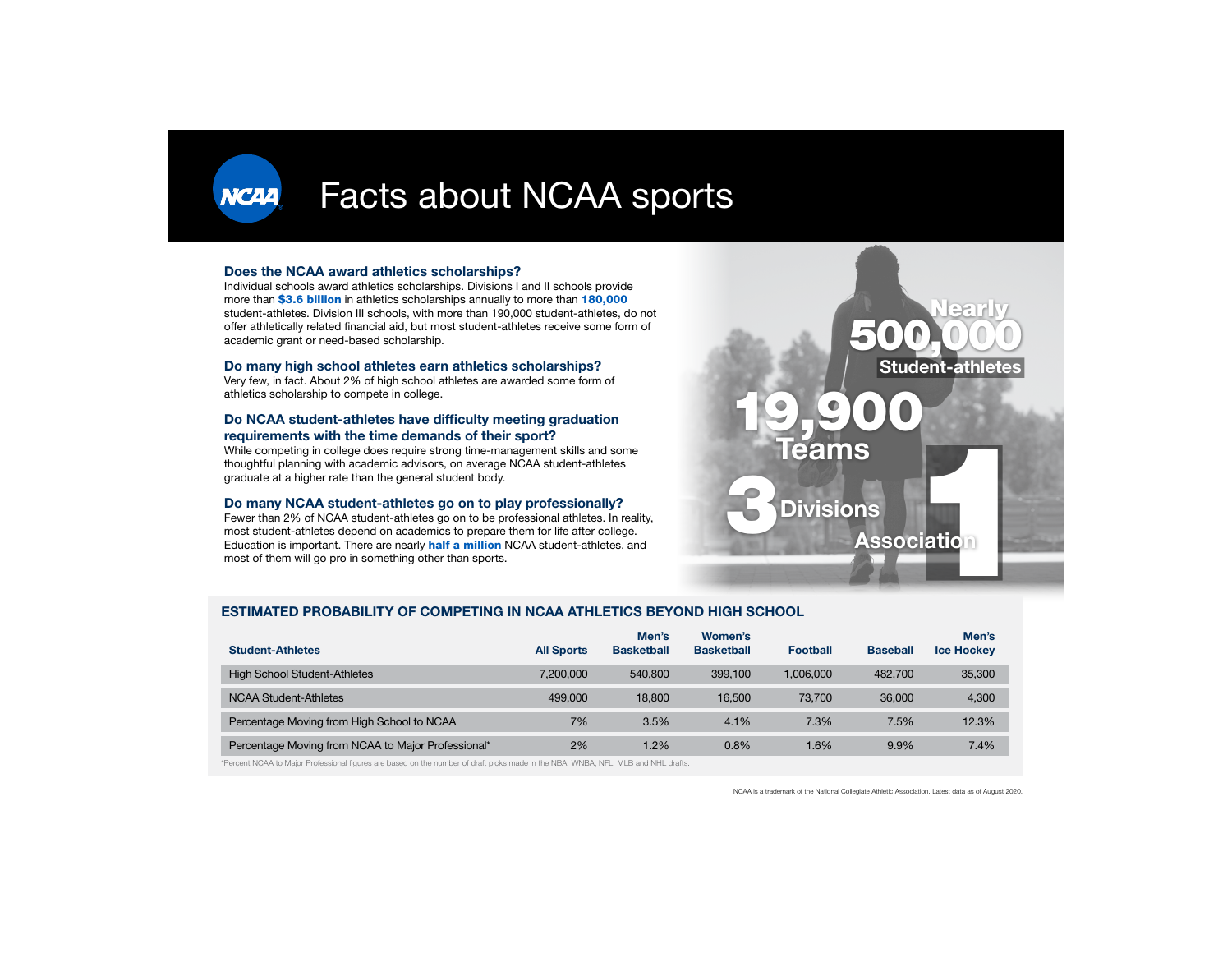# Facts about NCAA sports

### Does the NCAA award athletics scholarships?

Individual schools award athletics scholarships. Divisions I and II schools provide more than **$3.6 billion** in athletics scholarships annually to more than **180,000** student-athletes. Division III schools, with more than 190,000 student-athletes, do not offer athletically related financial aid, but most student-athletes receive some form of academic grant or need-based scholarship.

### Do many high school athletes earn athletics scholarships?

Very few, in fact. About 2% of high school athletes are awarded some form of athletics scholarship to compete in college.

### Do NCAA student-athletes have difficulty meeting graduation requirements with the time demands of their sport?

While competing in college does require strong time-management skills and some thoughtful planning with academic advisors, on average NCAA student-athletes graduate at a higher rate than the general student body.

### Do many NCAA student-athletes go on to play professionally?

Fewer than 2% of NCAA student-athletes go on to be professional athletes. In reality, most student-athletes depend on academics to prepare them for life after college. Education is important. There are nearly **half a million** NCAA student-athletes, and most of them will go pro in something other than sports.

Nearly 500,000 Student-athletes

19,900 Teams

3 Divisions

1 Association

## ESTIMATED PROBABILITY OF COMPETING IN NCAA ATHLETICS BEYOND HIGH SCHOOL

| Student-Athletes | All Sports | Men's Basketball | Women's Basketball | Football | Baseball | Men's Ice Hockey |
|---|---|---|---|---|---|---|
| High School Student-Athletes | 7,200,000 | 540,800 | 399,100 | 1,006,000 | 482,700 | 35,300 |
| NCAA Student-Athletes | 499,000 | 18,800 | 16,500 | 73,700 | 36,000 | 4,300 |
| Percentage Moving from High School to NCAA | 7% | 3.5% | 4.1% | 7.3% | 7.5% | 12.3% |
| Percentage Moving from NCAA to Major Professional* | 2% | 1.2% | 0.8% | 1.6% | 9.9% | 7.4% |

*Percent NCAA to Major Professional figures are based on the number of draft picks made in the NBA, WNBA, NFL, MLB and NHL drafts.

NCAA is a trademark of the National Collegiate Athletic Association. Latest data as of August 2020.